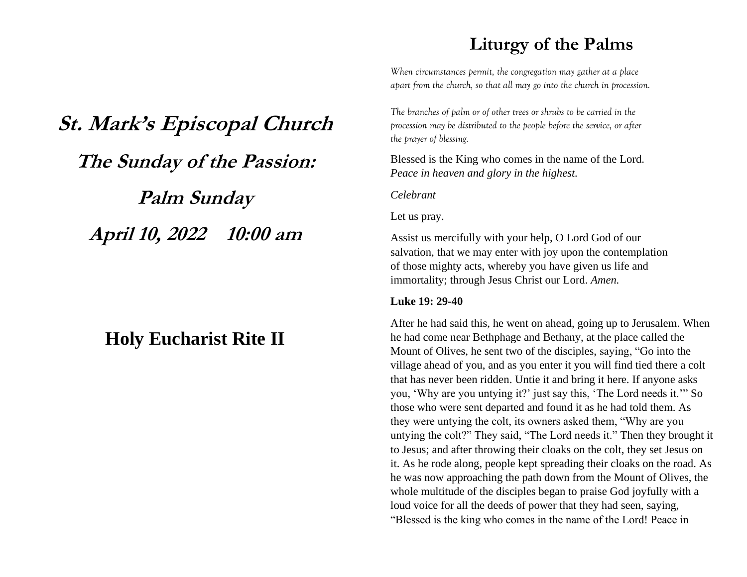# St. Mark's Episcopal Church

## The Sunday of the Passion:

## Palm Sunday

## April 10, 2022 10:00 am

## Holy Eucharist Rite II

# Liturgy of the Palms

*When circumstances permit, the congregation may gather at a place apart from the church, so that all may go into the church in procession.*

*The branches of palm or of other trees or shrubs to be carried in the procession may be distributed to the people before the service, or after the prayer of blessing.*

Blessed is the King who comes in the name of the Lord.
*Peace in heaven and glory in the highest.*

*Celebrant*

Let us pray.

Assist us mercifully with your help, O Lord God of our salvation, that we may enter with joy upon the contemplation of those mighty acts, whereby you have given us life and immortality; through Jesus Christ our Lord. *Amen.*

**Luke 19: 29-40**

After he had said this, he went on ahead, going up to Jerusalem. When he had come near Bethphage and Bethany, at the place called the Mount of Olives, he sent two of the disciples, saying, "Go into the village ahead of you, and as you enter it you will find tied there a colt that has never been ridden. Untie it and bring it here. If anyone asks you, 'Why are you untying it?' just say this, 'The Lord needs it.'" So those who were sent departed and found it as he had told them. As they were untying the colt, its owners asked them, "Why are you untying the colt?" They said, "The Lord needs it." Then they brought it to Jesus; and after throwing their cloaks on the colt, they set Jesus on it. As he rode along, people kept spreading their cloaks on the road. As he was now approaching the path down from the Mount of Olives, the whole multitude of the disciples began to praise God joyfully with a loud voice for all the deeds of power that they had seen, saying, "Blessed is the king who comes in the name of the Lord! Peace in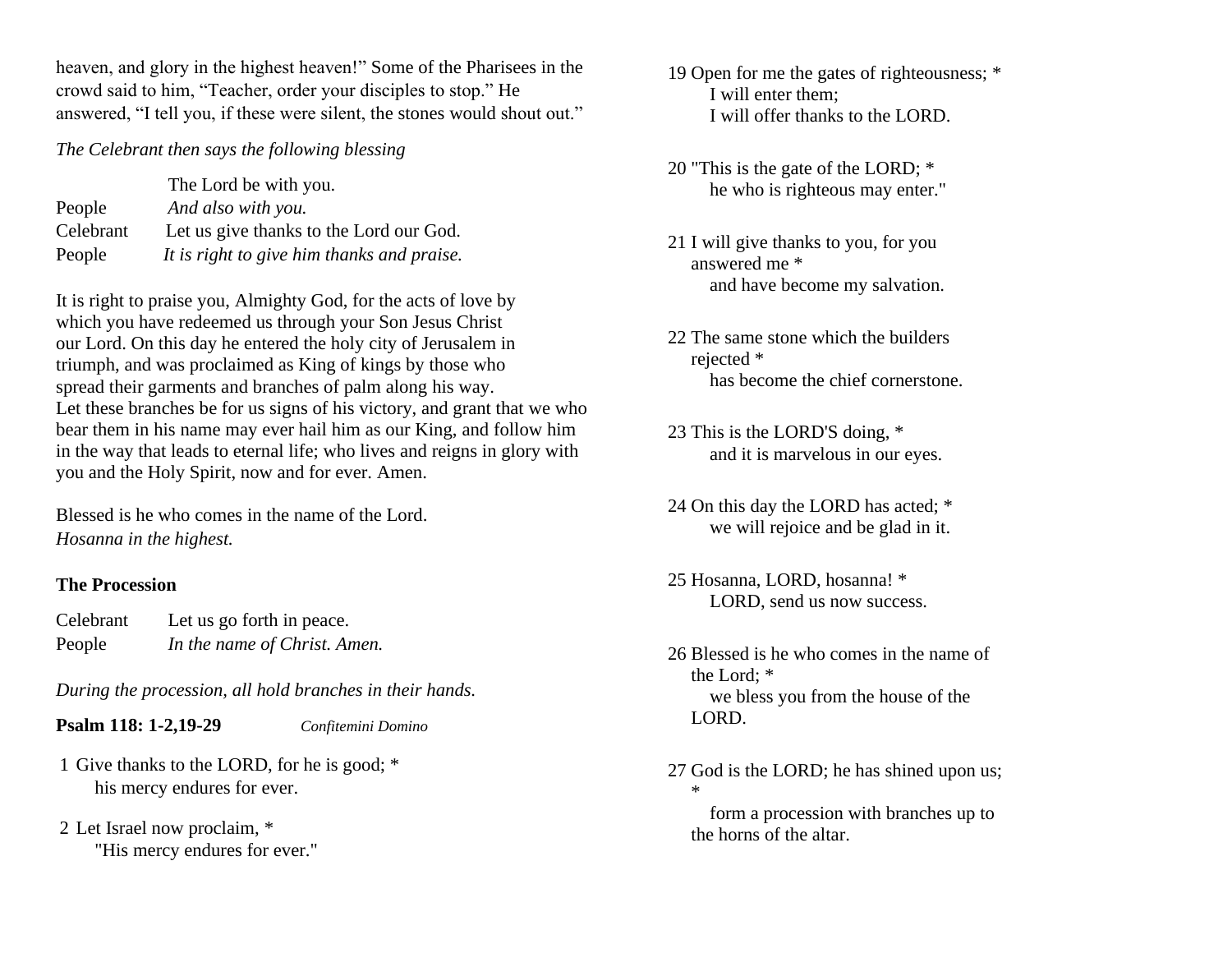heaven, and glory in the highest heaven!" Some of the Pharisees in the crowd said to him, "Teacher, order your disciples to stop." He answered, "I tell you, if these were silent, the stones would shout out."

*The Celebrant then says the following blessing*

| | |
|---|---|
| | The Lord be with you. |
| People | *And also with you.* |
| Celebrant | Let us give thanks to the Lord our God. |
| People | *It is right to give him thanks and praise.* |

It is right to praise you, Almighty God, for the acts of love by which you have redeemed us through your Son Jesus Christ our Lord. On this day he entered the holy city of Jerusalem in triumph, and was proclaimed as King of kings by those who spread their garments and branches of palm along his way. Let these branches be for us signs of his victory, and grant that we who bear them in his name may ever hail him as our King, and follow him in the way that leads to eternal life; who lives and reigns in glory with you and the Holy Spirit, now and for ever. Amen.

Blessed is he who comes in the name of the Lord.
*Hosanna in the highest.*

**The Procession**

| | |
|---|---|
| Celebrant | Let us go forth in peace. |
| People | *In the name of Christ. Amen.* |

*During the procession, all hold branches in their hands.*

**Psalm 118: 1-2,19-29** *Confitemini Domino*

1 Give thanks to the LORD, for he is good; *
 his mercy endures for ever.

2 Let Israel now proclaim, *
 "His mercy endures for ever."

19 Open for me the gates of righteousness; *
 I will enter them;
 I will offer thanks to the LORD.

20 "This is the gate of the LORD; *
 he who is righteous may enter."

21 I will give thanks to you, for you answered me *
 and have become my salvation.

22 The same stone which the builders rejected *
 has become the chief cornerstone.

23 This is the LORD'S doing, *
 and it is marvelous in our eyes.

24 On this day the LORD has acted; *
 we will rejoice and be glad in it.

25 Hosanna, LORD, hosanna! *
 LORD, send us now success.

26 Blessed is he who comes in the name of the Lord; *
 we bless you from the house of the LORD.

27 God is the LORD; he has shined upon us; *
 form a procession with branches up to the horns of the altar.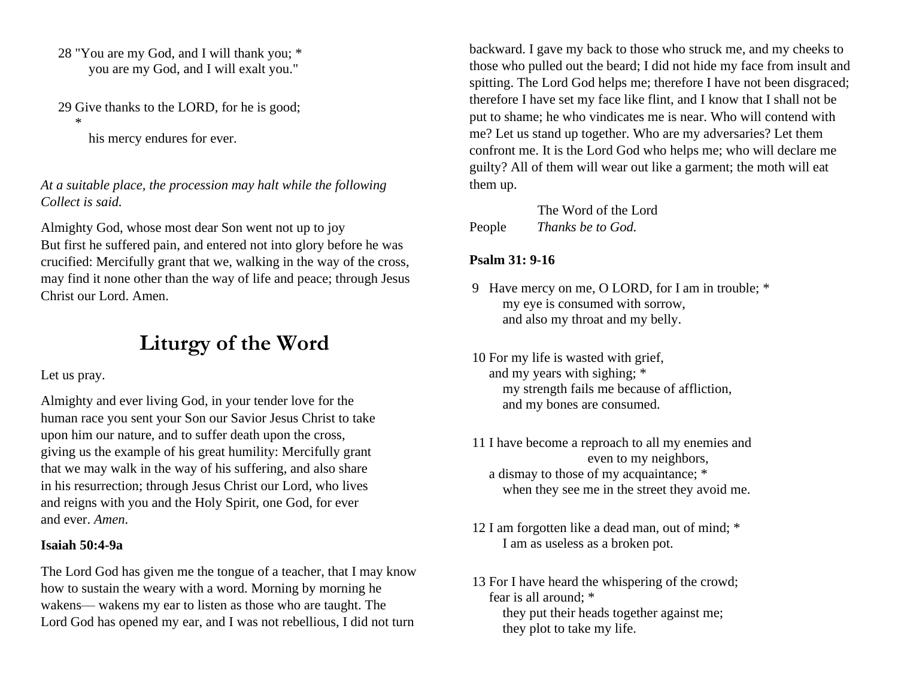28 "You are my God, and I will thank you; *
you are my God, and I will exalt you."

29 Give thanks to the LORD, for he is good; *
his mercy endures for ever.

*At a suitable place, the procession may halt while the following Collect is said.*

Almighty God, whose most dear Son went not up to joy But first he suffered pain, and entered not into glory before he was crucified: Mercifully grant that we, walking in the way of the cross, may find it none other than the way of life and peace; through Jesus Christ our Lord. Amen.

## Liturgy of the Word

Let us pray.

Almighty and ever living God, in your tender love for the human race you sent your Son our Savior Jesus Christ to take upon him our nature, and to suffer death upon the cross, giving us the example of his great humility: Mercifully grant that we may walk in the way of his suffering, and also share in his resurrection; through Jesus Christ our Lord, who lives and reigns with you and the Holy Spirit, one God, for ever and ever. *Amen.*

**Isaiah 50:4-9a**

The Lord God has given me the tongue of a teacher, that I may know how to sustain the weary with a word. Morning by morning he wakens— wakens my ear to listen as those who are taught. The Lord God has opened my ear, and I was not rebellious, I did not turn backward. I gave my back to those who struck me, and my cheeks to those who pulled out the beard; I did not hide my face from insult and spitting. The Lord God helps me; therefore I have not been disgraced; therefore I have set my face like flint, and I know that I shall not be put to shame; he who vindicates me is near. Who will contend with me? Let us stand up together. Who are my adversaries? Let them confront me. It is the Lord God who helps me; who will declare me guilty? All of them will wear out like a garment; the moth will eat them up.

The Word of the Lord
People *Thanks be to God.*

**Psalm 31: 9-16**

9 Have mercy on me, O LORD, for I am in trouble; *
my eye is consumed with sorrow,
and also my throat and my belly.

10 For my life is wasted with grief,
and my years with sighing; *
my strength fails me because of affliction,
and my bones are consumed.

11 I have become a reproach to all my enemies and even to my neighbors,
a dismay to those of my acquaintance; *
when they see me in the street they avoid me.

12 I am forgotten like a dead man, out of mind; *
I am as useless as a broken pot.

13 For I have heard the whispering of the crowd;
fear is all around; *
they put their heads together against me;
they plot to take my life.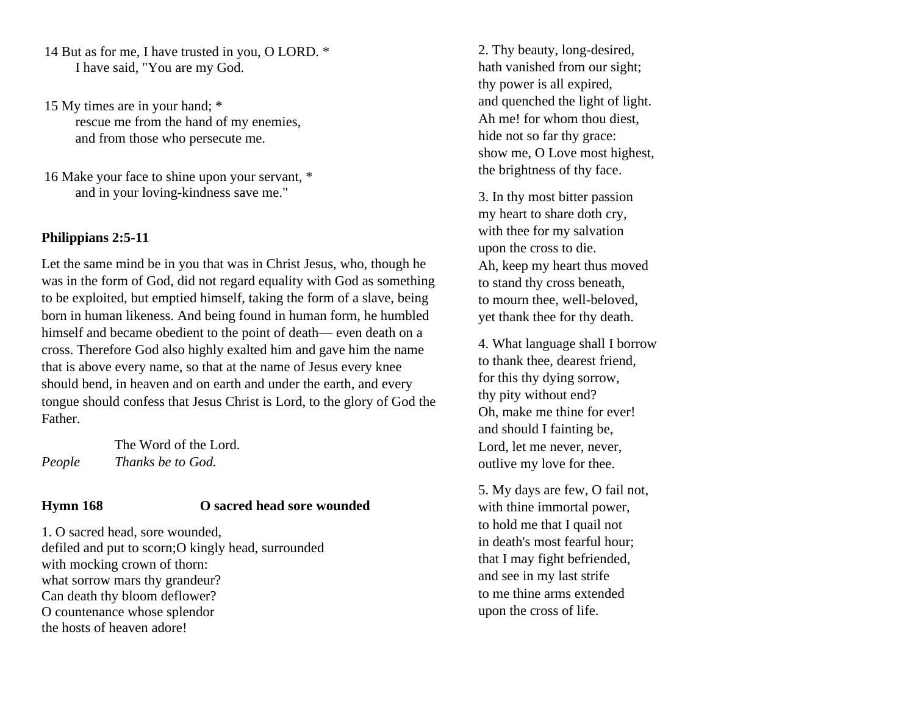14 But as for me, I have trusted in you, O LORD. *
I have said, "You are my God.

15 My times are in your hand; *
rescue me from the hand of my enemies,
and from those who persecute me.

16 Make your face to shine upon your servant, *
and in your loving-kindness save me."

**Philippians 2:5-11**

Let the same mind be in you that was in Christ Jesus, who, though he was in the form of God, did not regard equality with God as something to be exploited, but emptied himself, taking the form of a slave, being born in human likeness. And being found in human form, he humbled himself and became obedient to the point of death— even death on a cross. Therefore God also highly exalted him and gave him the name that is above every name, so that at the name of Jesus every knee should bend, in heaven and on earth and under the earth, and every tongue should confess that Jesus Christ is Lord, to the glory of God the Father.

The Word of the Lord.
*People* *Thanks be to God.*

**Hymn 168 O sacred head sore wounded**

1. O sacred head, sore wounded,
defiled and put to scorn;O kingly head, surrounded
with mocking crown of thorn:
what sorrow mars thy grandeur?
Can death thy bloom deflower?
O countenance whose splendor
the hosts of heaven adore!

2. Thy beauty, long-desired,
hath vanished from our sight;
thy power is all expired,
and quenched the light of light.
Ah me! for whom thou diest,
hide not so far thy grace:
show me, O Love most highest,
the brightness of thy face.

3. In thy most bitter passion
my heart to share doth cry,
with thee for my salvation
upon the cross to die.
Ah, keep my heart thus moved
to stand thy cross beneath,
to mourn thee, well-beloved,
yet thank thee for thy death.

4. What language shall I borrow
to thank thee, dearest friend,
for this thy dying sorrow,
thy pity without end?
Oh, make me thine for ever!
and should I fainting be,
Lord, let me never, never,
outlive my love for thee.

5. My days are few, O fail not,
with thine immortal power,
to hold me that I quail not
in death's most fearful hour;
that I may fight befriended,
and see in my last strife
to me thine arms extended
upon the cross of life.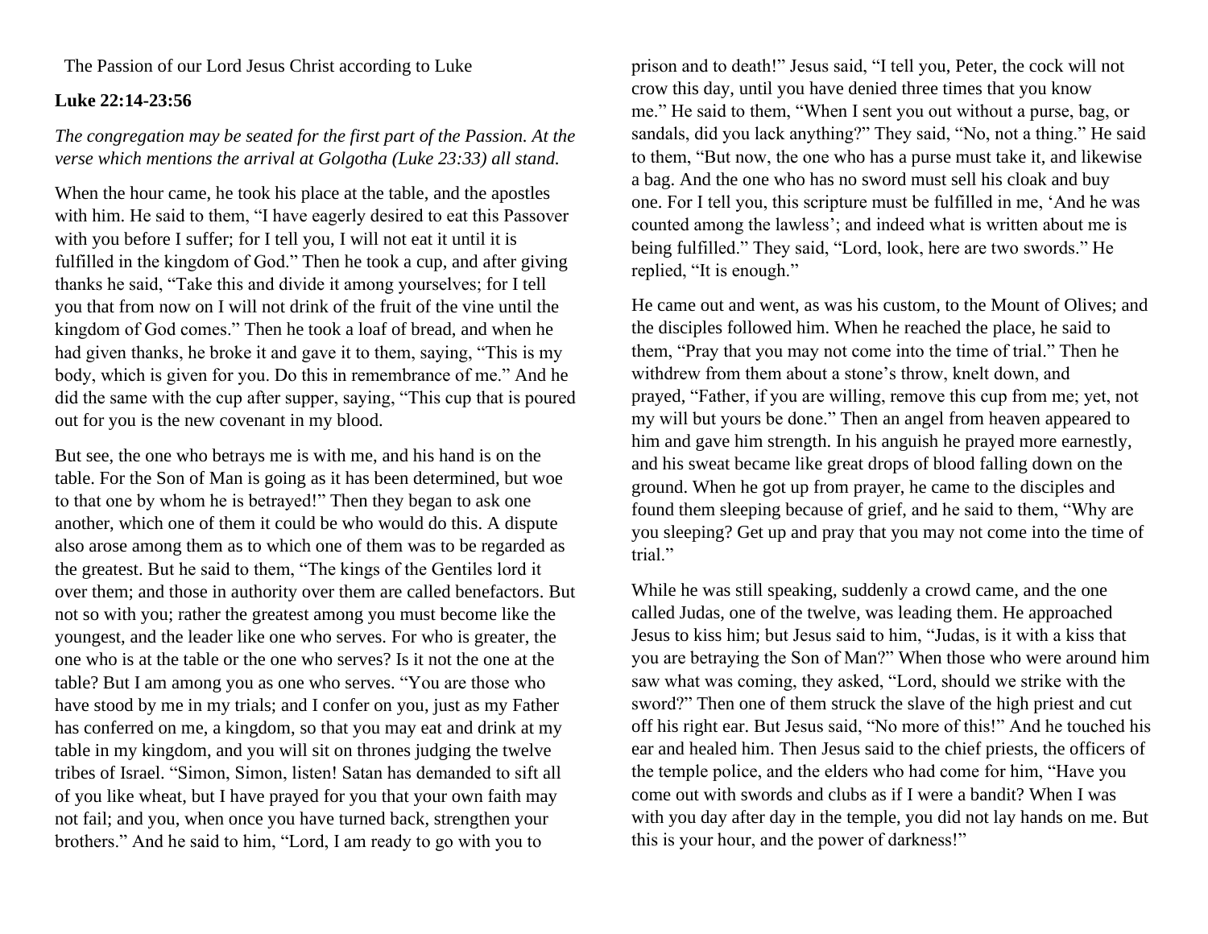The Passion of our Lord Jesus Christ according to Luke

**Luke 22:14-23:56**

*The congregation may be seated for the first part of the Passion. At the verse which mentions the arrival at Golgotha (Luke 23:33) all stand.*

When the hour came, he took his place at the table, and the apostles with him. He said to them, "I have eagerly desired to eat this Passover with you before I suffer; for I tell you, I will not eat it until it is fulfilled in the kingdom of God." Then he took a cup, and after giving thanks he said, "Take this and divide it among yourselves; for I tell you that from now on I will not drink of the fruit of the vine until the kingdom of God comes." Then he took a loaf of bread, and when he had given thanks, he broke it and gave it to them, saying, "This is my body, which is given for you. Do this in remembrance of me." And he did the same with the cup after supper, saying, "This cup that is poured out for you is the new covenant in my blood.

But see, the one who betrays me is with me, and his hand is on the table. For the Son of Man is going as it has been determined, but woe to that one by whom he is betrayed!" Then they began to ask one another, which one of them it could be who would do this. A dispute also arose among them as to which one of them was to be regarded as the greatest. But he said to them, "The kings of the Gentiles lord it over them; and those in authority over them are called benefactors. But not so with you; rather the greatest among you must become like the youngest, and the leader like one who serves. For who is greater, the one who is at the table or the one who serves? Is it not the one at the table? But I am among you as one who serves. "You are those who have stood by me in my trials; and I confer on you, just as my Father has conferred on me, a kingdom, so that you may eat and drink at my table in my kingdom, and you will sit on thrones judging the twelve tribes of Israel. "Simon, Simon, listen! Satan has demanded to sift all of you like wheat, but I have prayed for you that your own faith may not fail; and you, when once you have turned back, strengthen your brothers." And he said to him, "Lord, I am ready to go with you to prison and to death!" Jesus said, "I tell you, Peter, the cock will not crow this day, until you have denied three times that you know me." He said to them, "When I sent you out without a purse, bag, or sandals, did you lack anything?" They said, "No, not a thing." He said to them, "But now, the one who has a purse must take it, and likewise a bag. And the one who has no sword must sell his cloak and buy one. For I tell you, this scripture must be fulfilled in me, 'And he was counted among the lawless'; and indeed what is written about me is being fulfilled." They said, "Lord, look, here are two swords." He replied, "It is enough."

He came out and went, as was his custom, to the Mount of Olives; and the disciples followed him. When he reached the place, he said to them, "Pray that you may not come into the time of trial." Then he withdrew from them about a stone's throw, knelt down, and prayed, "Father, if you are willing, remove this cup from me; yet, not my will but yours be done." Then an angel from heaven appeared to him and gave him strength. In his anguish he prayed more earnestly, and his sweat became like great drops of blood falling down on the ground. When he got up from prayer, he came to the disciples and found them sleeping because of grief, and he said to them, "Why are you sleeping? Get up and pray that you may not come into the time of trial."

While he was still speaking, suddenly a crowd came, and the one called Judas, one of the twelve, was leading them. He approached Jesus to kiss him; but Jesus said to him, "Judas, is it with a kiss that you are betraying the Son of Man?" When those who were around him saw what was coming, they asked, "Lord, should we strike with the sword?" Then one of them struck the slave of the high priest and cut off his right ear. But Jesus said, "No more of this!" And he touched his ear and healed him. Then Jesus said to the chief priests, the officers of the temple police, and the elders who had come for him, "Have you come out with swords and clubs as if I were a bandit? When I was with you day after day in the temple, you did not lay hands on me. But this is your hour, and the power of darkness!"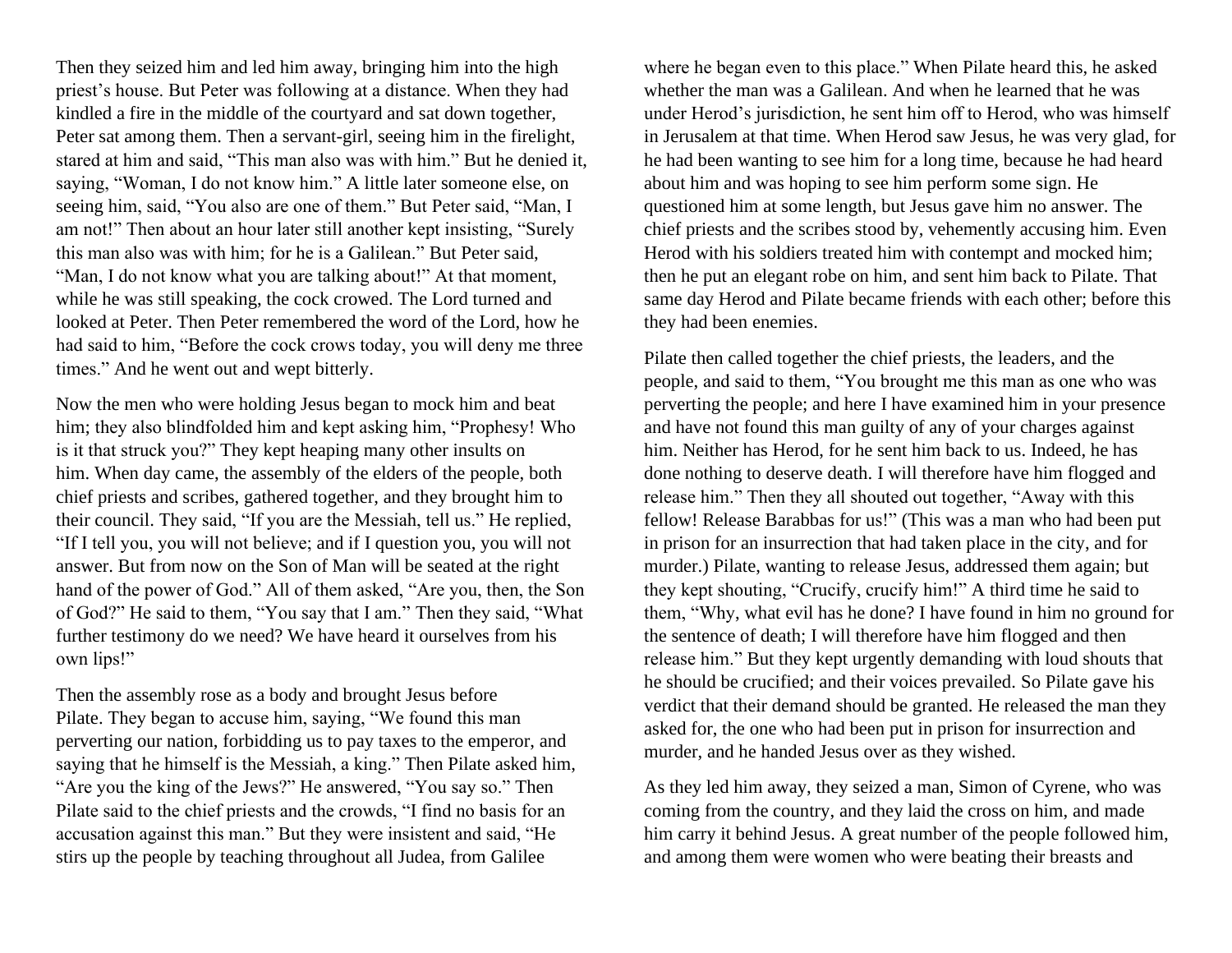Then they seized him and led him away, bringing him into the high priest's house. But Peter was following at a distance. When they had kindled a fire in the middle of the courtyard and sat down together, Peter sat among them. Then a servant-girl, seeing him in the firelight, stared at him and said, "This man also was with him." But he denied it, saying, "Woman, I do not know him." A little later someone else, on seeing him, said, "You also are one of them." But Peter said, "Man, I am not!" Then about an hour later still another kept insisting, "Surely this man also was with him; for he is a Galilean." But Peter said, "Man, I do not know what you are talking about!" At that moment, while he was still speaking, the cock crowed. The Lord turned and looked at Peter. Then Peter remembered the word of the Lord, how he had said to him, "Before the cock crows today, you will deny me three times." And he went out and wept bitterly.

Now the men who were holding Jesus began to mock him and beat him; they also blindfolded him and kept asking him, "Prophesy! Who is it that struck you?" They kept heaping many other insults on him. When day came, the assembly of the elders of the people, both chief priests and scribes, gathered together, and they brought him to their council. They said, "If you are the Messiah, tell us." He replied, "If I tell you, you will not believe; and if I question you, you will not answer. But from now on the Son of Man will be seated at the right hand of the power of God." All of them asked, "Are you, then, the Son of God?" He said to them, "You say that I am." Then they said, "What further testimony do we need? We have heard it ourselves from his own lips!"

Then the assembly rose as a body and brought Jesus before Pilate. They began to accuse him, saying, "We found this man perverting our nation, forbidding us to pay taxes to the emperor, and saying that he himself is the Messiah, a king." Then Pilate asked him, "Are you the king of the Jews?" He answered, "You say so." Then Pilate said to the chief priests and the crowds, "I find no basis for an accusation against this man." But they were insistent and said, "He stirs up the people by teaching throughout all Judea, from Galilee where he began even to this place." When Pilate heard this, he asked whether the man was a Galilean. And when he learned that he was under Herod's jurisdiction, he sent him off to Herod, who was himself in Jerusalem at that time. When Herod saw Jesus, he was very glad, for he had been wanting to see him for a long time, because he had heard about him and was hoping to see him perform some sign. He questioned him at some length, but Jesus gave him no answer. The chief priests and the scribes stood by, vehemently accusing him. Even Herod with his soldiers treated him with contempt and mocked him; then he put an elegant robe on him, and sent him back to Pilate. That same day Herod and Pilate became friends with each other; before this they had been enemies.

Pilate then called together the chief priests, the leaders, and the people, and said to them, "You brought me this man as one who was perverting the people; and here I have examined him in your presence and have not found this man guilty of any of your charges against him. Neither has Herod, for he sent him back to us. Indeed, he has done nothing to deserve death. I will therefore have him flogged and release him." Then they all shouted out together, "Away with this fellow! Release Barabbas for us!" (This was a man who had been put in prison for an insurrection that had taken place in the city, and for murder.) Pilate, wanting to release Jesus, addressed them again; but they kept shouting, "Crucify, crucify him!" A third time he said to them, "Why, what evil has he done? I have found in him no ground for the sentence of death; I will therefore have him flogged and then release him." But they kept urgently demanding with loud shouts that he should be crucified; and their voices prevailed. So Pilate gave his verdict that their demand should be granted. He released the man they asked for, the one who had been put in prison for insurrection and murder, and he handed Jesus over as they wished.

As they led him away, they seized a man, Simon of Cyrene, who was coming from the country, and they laid the cross on him, and made him carry it behind Jesus. A great number of the people followed him, and among them were women who were beating their breasts and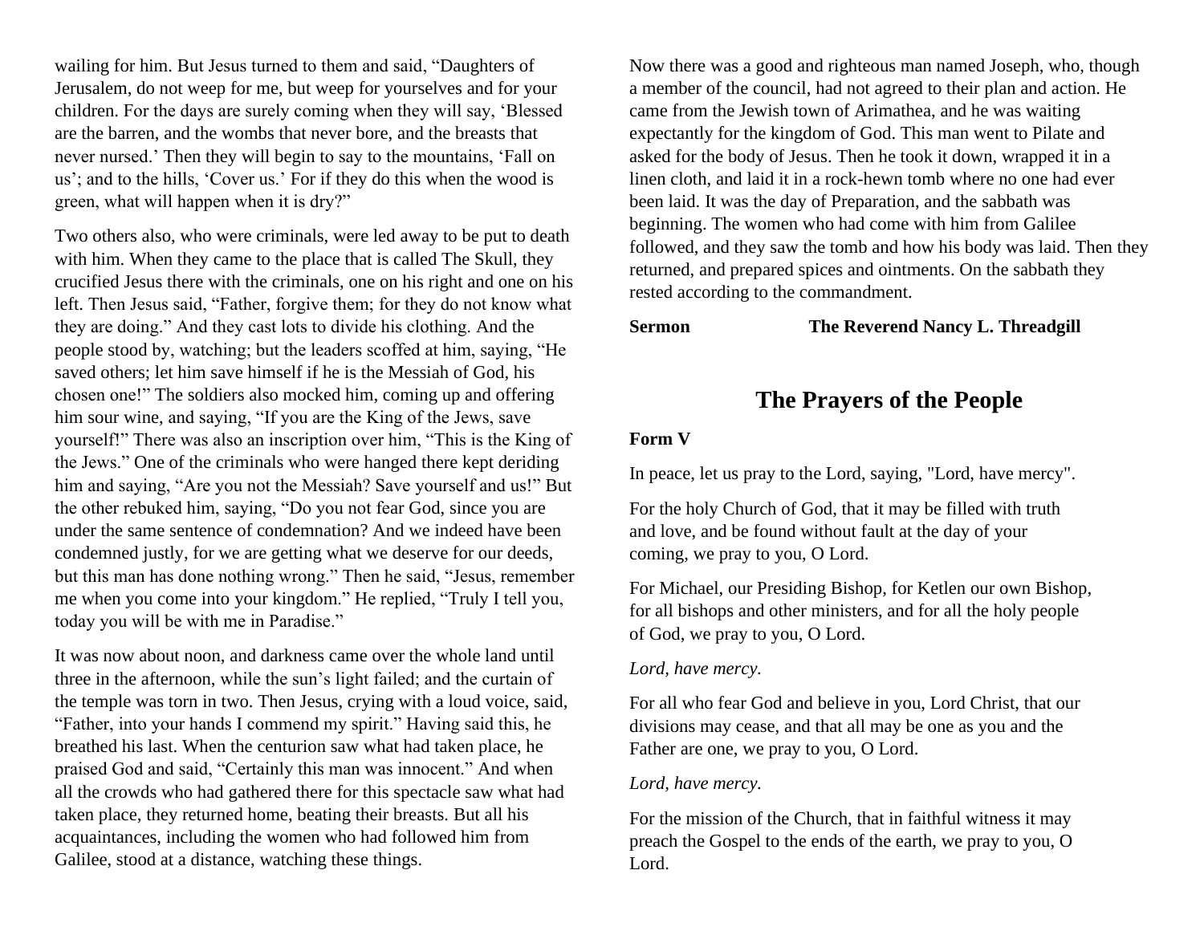wailing for him. But Jesus turned to them and said, “Daughters of Jerusalem, do not weep for me, but weep for yourselves and for your children. For the days are surely coming when they will say, ‘Blessed are the barren, and the wombs that never bore, and the breasts that never nursed.’ Then they will begin to say to the mountains, ‘Fall on us’; and to the hills, ‘Cover us.’ For if they do this when the wood is green, what will happen when it is dry?”

Two others also, who were criminals, were led away to be put to death with him. When they came to the place that is called The Skull, they crucified Jesus there with the criminals, one on his right and one on his left. Then Jesus said, “Father, forgive them; for they do not know what they are doing.” And they cast lots to divide his clothing. And the people stood by, watching; but the leaders scoffed at him, saying, “He saved others; let him save himself if he is the Messiah of God, his chosen one!” The soldiers also mocked him, coming up and offering him sour wine, and saying, “If you are the King of the Jews, save yourself!” There was also an inscription over him, “This is the King of the Jews.” One of the criminals who were hanged there kept deriding him and saying, “Are you not the Messiah? Save yourself and us!” But the other rebuked him, saying, “Do you not fear God, since you are under the same sentence of condemnation? And we indeed have been condemned justly, for we are getting what we deserve for our deeds, but this man has done nothing wrong.” Then he said, “Jesus, remember me when you come into your kingdom.” He replied, “Truly I tell you, today you will be with me in Paradise.”

It was now about noon, and darkness came over the whole land until three in the afternoon, while the sun’s light failed; and the curtain of the temple was torn in two. Then Jesus, crying with a loud voice, said, “Father, into your hands I commend my spirit.” Having said this, he breathed his last. When the centurion saw what had taken place, he praised God and said, “Certainly this man was innocent.” And when all the crowds who had gathered there for this spectacle saw what had taken place, they returned home, beating their breasts. But all his acquaintances, including the women who had followed him from Galilee, stood at a distance, watching these things.

Now there was a good and righteous man named Joseph, who, though a member of the council, had not agreed to their plan and action. He came from the Jewish town of Arimathea, and he was waiting expectantly for the kingdom of God. This man went to Pilate and asked for the body of Jesus. Then he took it down, wrapped it in a linen cloth, and laid it in a rock-hewn tomb where no one had ever been laid. It was the day of Preparation, and the sabbath was beginning. The women who had come with him from Galilee followed, and they saw the tomb and how his body was laid. Then they returned, and prepared spices and ointments. On the sabbath they rested according to the commandment.

**Sermon** **The Reverend Nancy L. Threadgill**

## The Prayers of the People

**Form V**

In peace, let us pray to the Lord, saying, "Lord, have mercy".

For the holy Church of God, that it may be filled with truth and love, and be found without fault at the day of your coming, we pray to you, O Lord.

For Michael, our Presiding Bishop, for Ketlen our own Bishop, for all bishops and other ministers, and for all the holy people of God, we pray to you, O Lord.

*Lord, have mercy.*

For all who fear God and believe in you, Lord Christ, that our divisions may cease, and that all may be one as you and the Father are one, we pray to you, O Lord.

*Lord, have mercy.*

For the mission of the Church, that in faithful witness it may preach the Gospel to the ends of the earth, we pray to you, O Lord.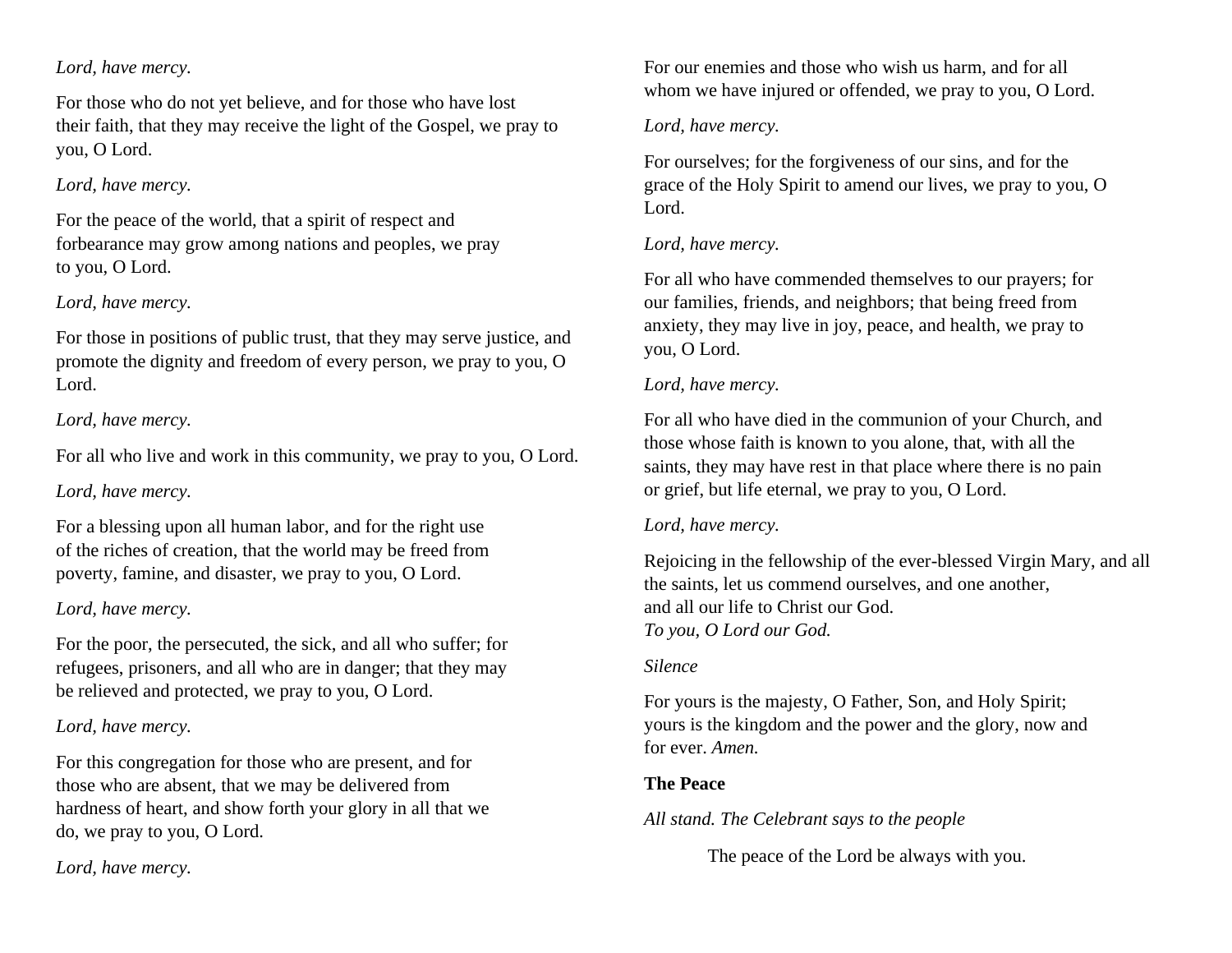*Lord, have mercy.*

For those who do not yet believe, and for those who have lost their faith, that they may receive the light of the Gospel, we pray to you, O Lord.

*Lord, have mercy.*

For the peace of the world, that a spirit of respect and forbearance may grow among nations and peoples, we pray to you, O Lord.

*Lord, have mercy.*

For those in positions of public trust, that they may serve justice, and promote the dignity and freedom of every person, we pray to you, O Lord.

*Lord, have mercy.*

For all who live and work in this community, we pray to you, O Lord.

*Lord, have mercy.*

For a blessing upon all human labor, and for the right use of the riches of creation, that the world may be freed from poverty, famine, and disaster, we pray to you, O Lord.

*Lord, have mercy.*

For the poor, the persecuted, the sick, and all who suffer; for refugees, prisoners, and all who are in danger; that they may be relieved and protected, we pray to you, O Lord.

*Lord, have mercy.*

For this congregation for those who are present, and for those who are absent, that we may be delivered from hardness of heart, and show forth your glory in all that we do, we pray to you, O Lord.

*Lord, have mercy.*

For our enemies and those who wish us harm, and for all whom we have injured or offended, we pray to you, O Lord.

*Lord, have mercy.*

For ourselves; for the forgiveness of our sins, and for the grace of the Holy Spirit to amend our lives, we pray to you, O Lord.

*Lord, have mercy.*

For all who have commended themselves to our prayers; for our families, friends, and neighbors; that being freed from anxiety, they may live in joy, peace, and health, we pray to you, O Lord.

*Lord, have mercy.*

For all who have died in the communion of your Church, and those whose faith is known to you alone, that, with all the saints, they may have rest in that place where there is no pain or grief, but life eternal, we pray to you, O Lord.

*Lord, have mercy.*

Rejoicing in the fellowship of the ever-blessed Virgin Mary, and all the saints, let us commend ourselves, and one another, and all our life to Christ our God.
*To you, O Lord our God.*

*Silence*

For yours is the majesty, O Father, Son, and Holy Spirit; yours is the kingdom and the power and the glory, now and for ever. *Amen.*

**The Peace**

*All stand. The Celebrant says to the people*

The peace of the Lord be always with you.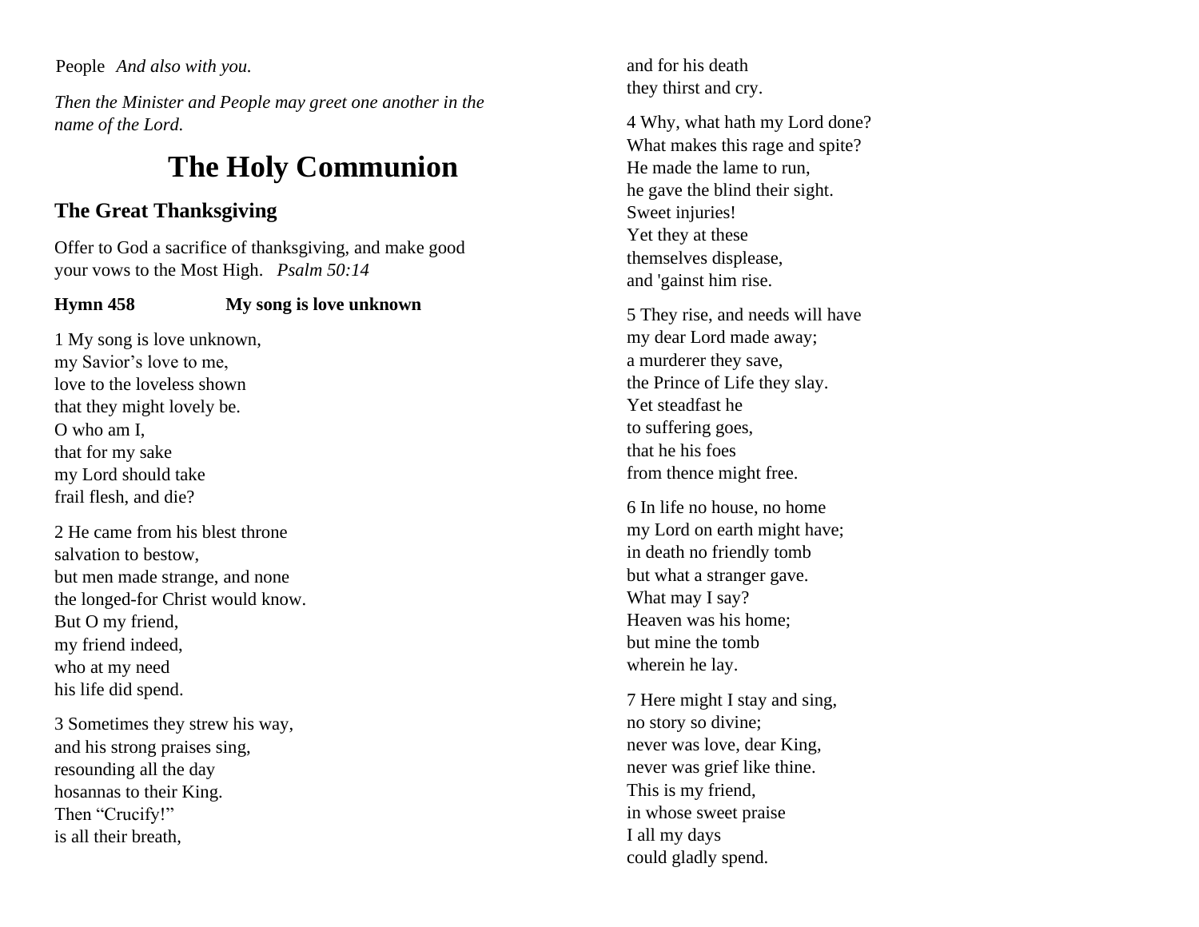People *And also with you.*

*Then the Minister and People may greet one another in the name of the Lord.*

# The Holy Communion

## The Great Thanksgiving

Offer to God a sacrifice of thanksgiving, and make good your vows to the Most High. *Psalm 50:14*

**Hymn 458** **My song is love unknown**

1 My song is love unknown,
my Savior's love to me,
love to the loveless shown
that they might lovely be.
O who am I,
that for my sake
my Lord should take
frail flesh, and die?

2 He came from his blest throne
salvation to bestow,
but men made strange, and none
the longed-for Christ would know.
But O my friend,
my friend indeed,
who at my need
his life did spend.

3 Sometimes they strew his way,
and his strong praises sing,
resounding all the day
hosannas to their King.
Then "Crucify!"
is all their breath,
and for his death
they thirst and cry.

4 Why, what hath my Lord done?
What makes this rage and spite?
He made the lame to run,
he gave the blind their sight.
Sweet injuries!
Yet they at these
themselves displease,
and 'gainst him rise.

5 They rise, and needs will have
my dear Lord made away;
a murderer they save,
the Prince of Life they slay.
Yet steadfast he
to suffering goes,
that he his foes
from thence might free.

6 In life no house, no home
my Lord on earth might have;
in death no friendly tomb
but what a stranger gave.
What may I say?
Heaven was his home;
but mine the tomb
wherein he lay.

7 Here might I stay and sing,
no story so divine;
never was love, dear King,
never was grief like thine.
This is my friend,
in whose sweet praise
I all my days
could gladly spend.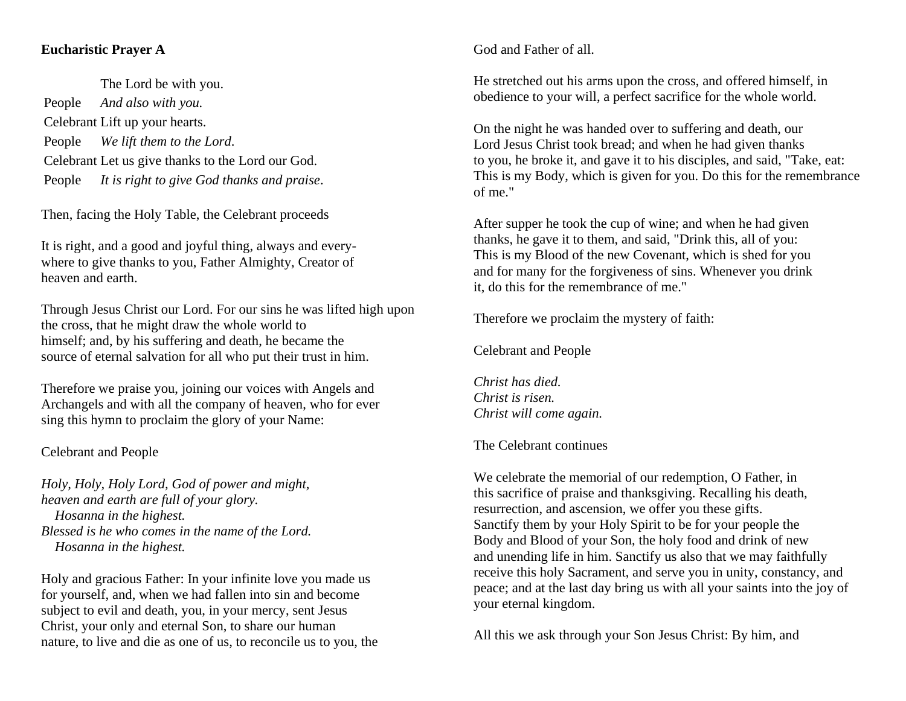**Eucharistic Prayer A**

The Lord be with you.
People *And also with you.*
Celebrant Lift up your hearts.
People *We lift them to the Lord*.
Celebrant Let us give thanks to the Lord our God.
People *It is right to give God thanks and praise*.

Then, facing the Holy Table, the Celebrant proceeds

It is right, and a good and joyful thing, always and everywhere to give thanks to you, Father Almighty, Creator of heaven and earth.

Through Jesus Christ our Lord. For our sins he was lifted high upon the cross, that he might draw the whole world to himself; and, by his suffering and death, he became the source of eternal salvation for all who put their trust in him.

Therefore we praise you, joining our voices with Angels and Archangels and with all the company of heaven, who for ever sing this hymn to proclaim the glory of your Name:

Celebrant and People

*Holy, Holy, Holy Lord, God of power and might,*
*heaven and earth are full of your glory.*
*Hosanna in the highest.*
*Blessed is he who comes in the name of the Lord.*
*Hosanna in the highest.*

Holy and gracious Father: In your infinite love you made us for yourself, and, when we had fallen into sin and become subject to evil and death, you, in your mercy, sent Jesus Christ, your only and eternal Son, to share our human nature, to live and die as one of us, to reconcile us to you, the God and Father of all.

He stretched out his arms upon the cross, and offered himself, in obedience to your will, a perfect sacrifice for the whole world.

On the night he was handed over to suffering and death, our Lord Jesus Christ took bread; and when he had given thanks to you, he broke it, and gave it to his disciples, and said, "Take, eat: This is my Body, which is given for you. Do this for the remembrance of me."

After supper he took the cup of wine; and when he had given thanks, he gave it to them, and said, "Drink this, all of you: This is my Blood of the new Covenant, which is shed for you and for many for the forgiveness of sins. Whenever you drink it, do this for the remembrance of me."

Therefore we proclaim the mystery of faith:

Celebrant and People

*Christ has died.*
*Christ is risen.*
*Christ will come again.*

The Celebrant continues

We celebrate the memorial of our redemption, O Father, in this sacrifice of praise and thanksgiving. Recalling his death, resurrection, and ascension, we offer you these gifts. Sanctify them by your Holy Spirit to be for your people the Body and Blood of your Son, the holy food and drink of new and unending life in him. Sanctify us also that we may faithfully receive this holy Sacrament, and serve you in unity, constancy, and peace; and at the last day bring us with all your saints into the joy of your eternal kingdom.

All this we ask through your Son Jesus Christ: By him, and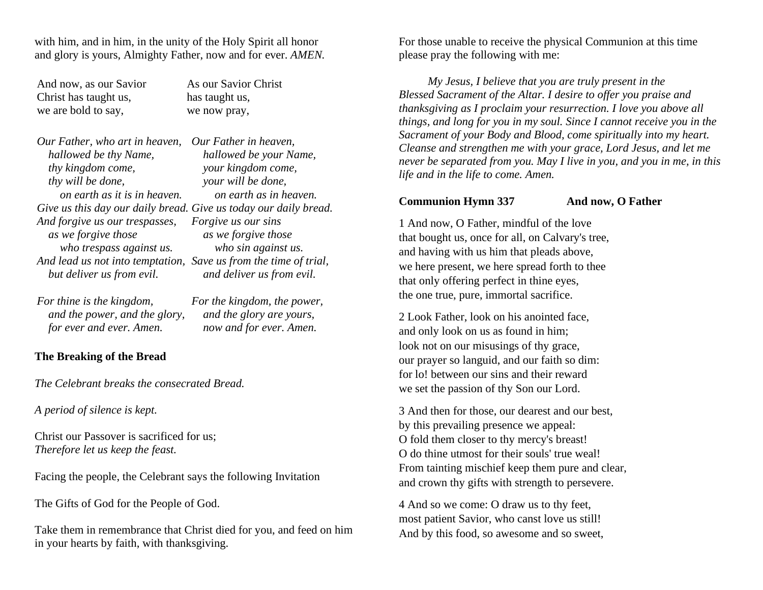with him, and in him, in the unity of the Holy Spirit all honor and glory is yours, Almighty Father, now and for ever. *AMEN.*

| And now, as our Savior Christ has taught us, we are bold to say, | As our Savior Christ has taught us, we now pray, |
|---|---|
| *Our Father, who art in heaven,*<br>*hallowed be thy Name,*<br>*thy kingdom come,*<br>*thy will be done,*<br>*on earth as it is in heaven.*<br>*Give us this day our daily bread.*<br>*And forgive us our trespasses,*<br>*as we forgive those*<br>*who trespass against us.*<br>*And lead us not into temptation,*<br>*but deliver us from evil.* | *Our Father in heaven,*<br>*hallowed be your Name,*<br>*your kingdom come,*<br>*your will be done,*<br>*on earth as in heaven.*<br>*Give us today our daily bread.*<br>*Forgive us our sins*<br>*as we forgive those*<br>*who sin against us.*<br>*Save us from the time of trial,*<br>*and deliver us from evil.* |
| *For thine is the kingdom,*<br>*and the power, and the glory,*<br>*for ever and ever. Amen.* | *For the kingdom, the power,*<br>*and the glory are yours,*<br>*now and for ever. Amen.* |

**The Breaking of the Bread**

*The Celebrant breaks the consecrated Bread.*

*A period of silence is kept.*

Christ our Passover is sacrificed for us;
*Therefore let us keep the feast.*

Facing the people, the Celebrant says the following Invitation

The Gifts of God for the People of God.

Take them in remembrance that Christ died for you, and feed on him in your hearts by faith, with thanksgiving.

For those unable to receive the physical Communion at this time please pray the following with me:

*My Jesus, I believe that you are truly present in the Blessed Sacrament of the Altar. I desire to offer you praise and thanksgiving as I proclaim your resurrection. I love you above all things, and long for you in my soul. Since I cannot receive you in the Sacrament of your Body and Blood, come spiritually into my heart. Cleanse and strengthen me with your grace, Lord Jesus, and let me never be separated from you. May I live in you, and you in me, in this life and in the life to come. Amen.*

**Communion Hymn 337 — And now, O Father**

1 And now, O Father, mindful of the love
that bought us, once for all, on Calvary's tree,
and having with us him that pleads above,
we here present, we here spread forth to thee
that only offering perfect in thine eyes,
the one true, pure, immortal sacrifice.

2 Look Father, look on his anointed face,
and only look on us as found in him;
look not on our misusings of thy grace,
our prayer so languid, and our faith so dim:
for lo! between our sins and their reward
we set the passion of thy Son our Lord.

3 And then for those, our dearest and our best,
by this prevailing presence we appeal:
O fold them closer to thy mercy's breast!
O do thine utmost for their souls' true weal!
From tainting mischief keep them pure and clear,
and crown thy gifts with strength to persevere.

4 And so we come: O draw us to thy feet,
most patient Savior, who canst love us still!
And by this food, so awesome and so sweet,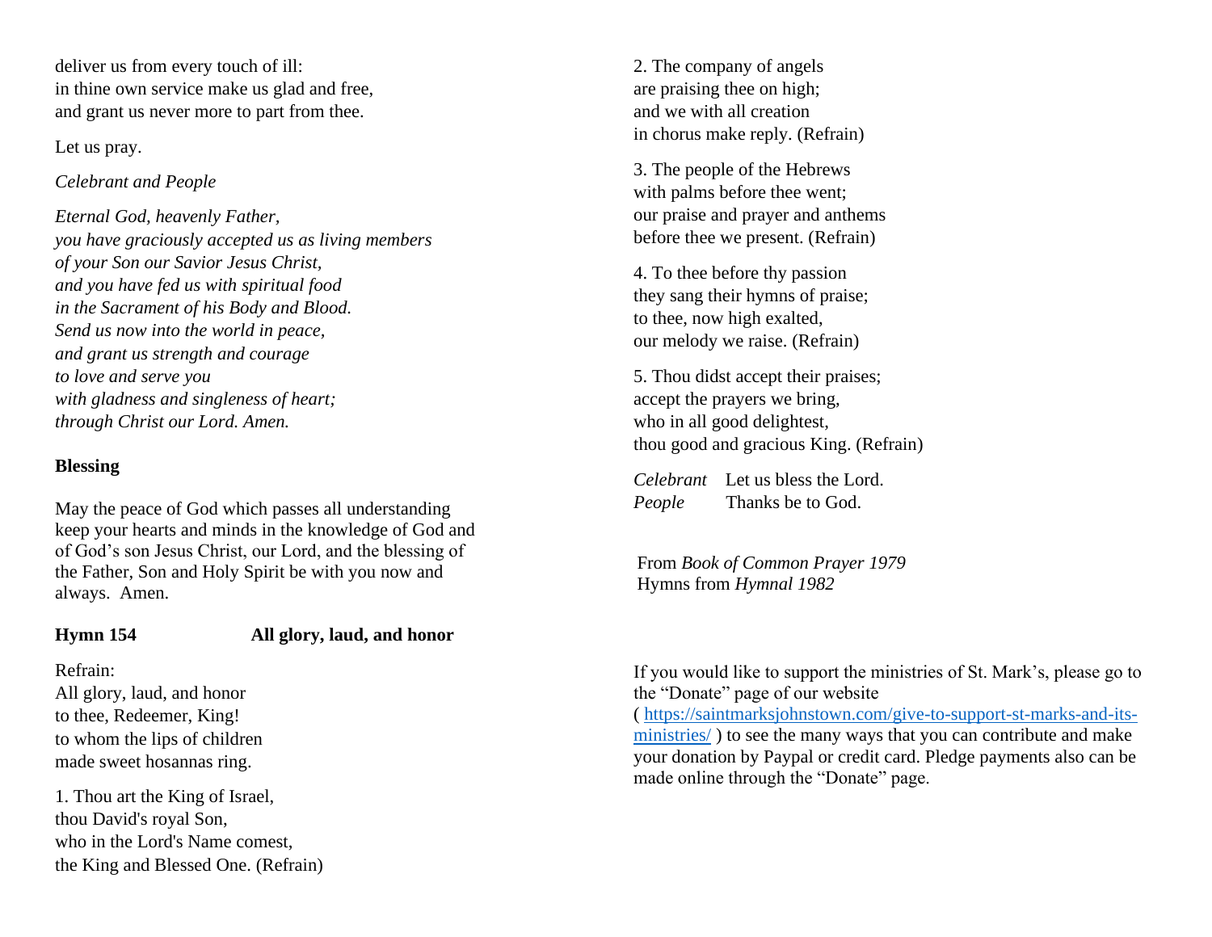deliver us from every touch of ill:
in thine own service make us glad and free,
and grant us never more to part from thee.

Let us pray.

*Celebrant and People*

*Eternal God, heavenly Father,*
*you have graciously accepted us as living members*
*of your Son our Savior Jesus Christ,*
*and you have fed us with spiritual food*
*in the Sacrament of his Body and Blood.*
*Send us now into the world in peace,*
*and grant us strength and courage*
*to love and serve you*
*with gladness and singleness of heart;*
*through Christ our Lord. Amen.*

**Blessing**

May the peace of God which passes all understanding keep your hearts and minds in the knowledge of God and of God's son Jesus Christ, our Lord, and the blessing of the Father, Son and Holy Spirit be with you now and always. Amen.

**Hymn 154** **All glory, laud, and honor**

Refrain:
All glory, laud, and honor
to thee, Redeemer, King!
to whom the lips of children
made sweet hosannas ring.

1. Thou art the King of Israel,
thou David's royal Son,
who in the Lord's Name comest,
the King and Blessed One. (Refrain)

2. The company of angels
are praising thee on high;
and we with all creation
in chorus make reply. (Refrain)

3. The people of the Hebrews
with palms before thee went;
our praise and prayer and anthems
before thee we present. (Refrain)

4. To thee before thy passion
they sang their hymns of praise;
to thee, now high exalted,
our melody we raise. (Refrain)

5. Thou didst accept their praises;
accept the prayers we bring,
who in all good delightest,
thou good and gracious King. (Refrain)

*Celebrant* Let us bless the Lord.
*People* Thanks be to God.

From *Book of Common Prayer 1979*
Hymns from *Hymnal 1982*

If you would like to support the ministries of St. Mark's, please go to the "Donate" page of our website ( https://saintmarksjohnstown.com/give-to-support-st-marks-and-its-ministries/ ) to see the many ways that you can contribute and make your donation by Paypal or credit card. Pledge payments also can be made online through the "Donate" page.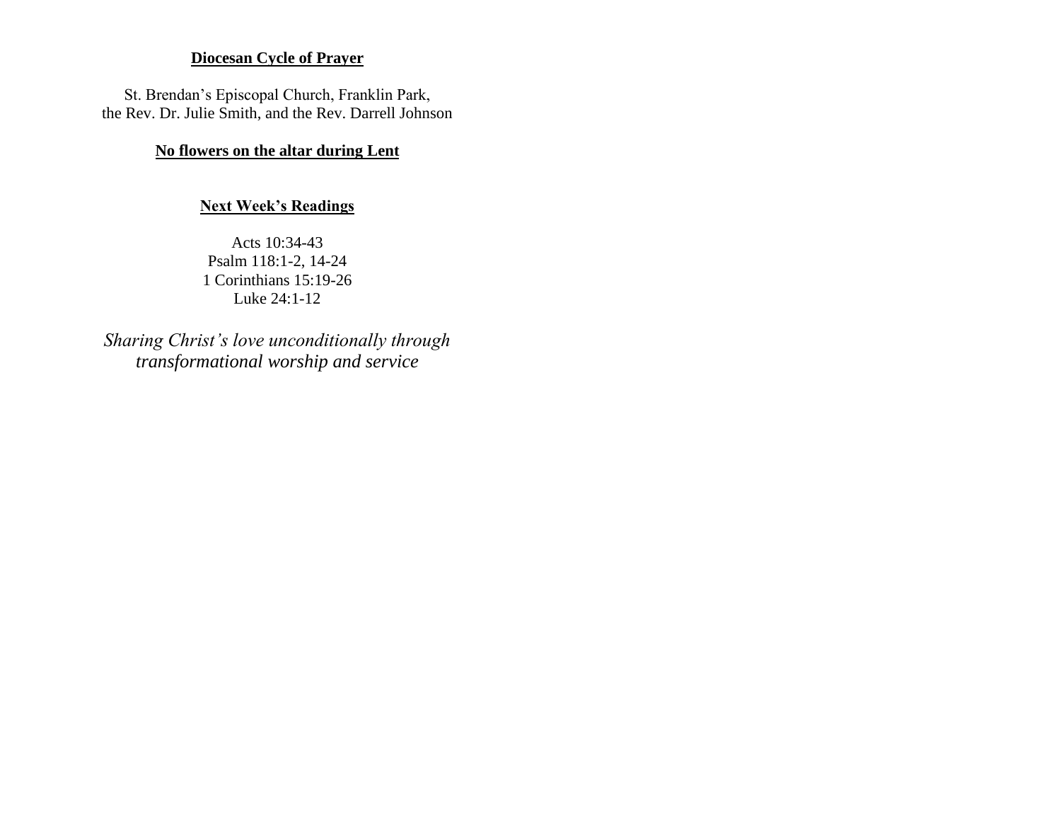**Diocesan Cycle of Prayer**

St. Brendan's Episcopal Church, Franklin Park,
the Rev. Dr. Julie Smith, and the Rev. Darrell Johnson

**No flowers on the altar during Lent**

**Next Week's Readings**

Acts 10:34-43
Psalm 118:1-2, 14-24
1 Corinthians 15:19-26
Luke 24:1-12

*Sharing Christ's love unconditionally through transformational worship and service*